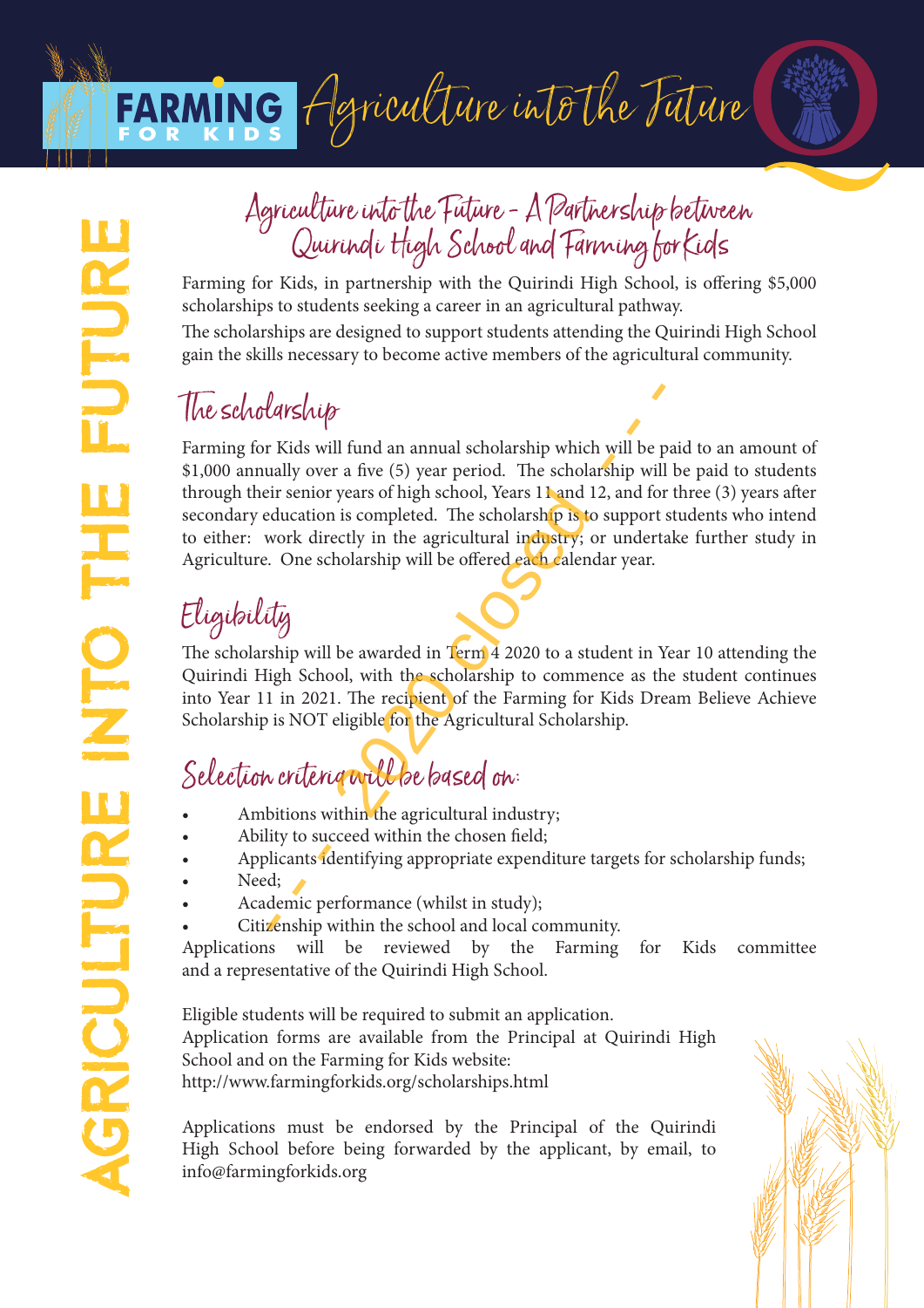FARMING FOR KIDS Agriculture into the Future

AGRICULTURE INTO THE FUTURE

# Agriculture into the Future - A Partnership between Quirindi High School and Farming for Kids

- - 2020 closed - -

Farming for Kids, in partnership with the Quirindi High School, is offering $5,000 scholarships to students seeking a career in an agricultural pathway.

The scholarships are designed to support students attending the Quirindi High School gain the skills necessary to become active members of the agricultural community.

## The scholarship

Farming for Kids will fund an annual scholarship which will be paid to an amount of $1,000 annually over a five (5) year period. The scholarship will be paid to students through their senior years of high school, Years 11 and 12, and for three (3) years after secondary education is completed. The scholarship is to support students who intend to either: work directly in the agricultural industry; or undertake further study in Agriculture. One scholarship will be offered each calendar year.

## Eligibility

The scholarship will be awarded in Term 4 2020 to a student in Year 10 attending the Quirindi High School, with the scholarship to commence as the student continues into Year 11 in 2021. The recipient of the Farming for Kids Dream Believe Achieve Scholarship is NOT eligible for the Agricultural Scholarship.

## Selection criteria will be based on:

- Ambitions within the agricultural industry;
- Ability to succeed within the chosen field;
- Applicants identifying appropriate expenditure targets for scholarship funds;
- Need;
- Academic performance (whilst in study);
- Citizenship within the school and local community.

Applications will be reviewed by the Farming for Kids committee and a representative of the Quirindi High School.

Eligible students will be required to submit an application.
Application forms are available from the Principal at Quirindi High School and on the Farming for Kids website:
http://www.farmingforkids.org/scholarships.html

Applications must be endorsed by the Principal of the Quirindi High School before being forwarded by the applicant, by email, to info@farmingforkids.org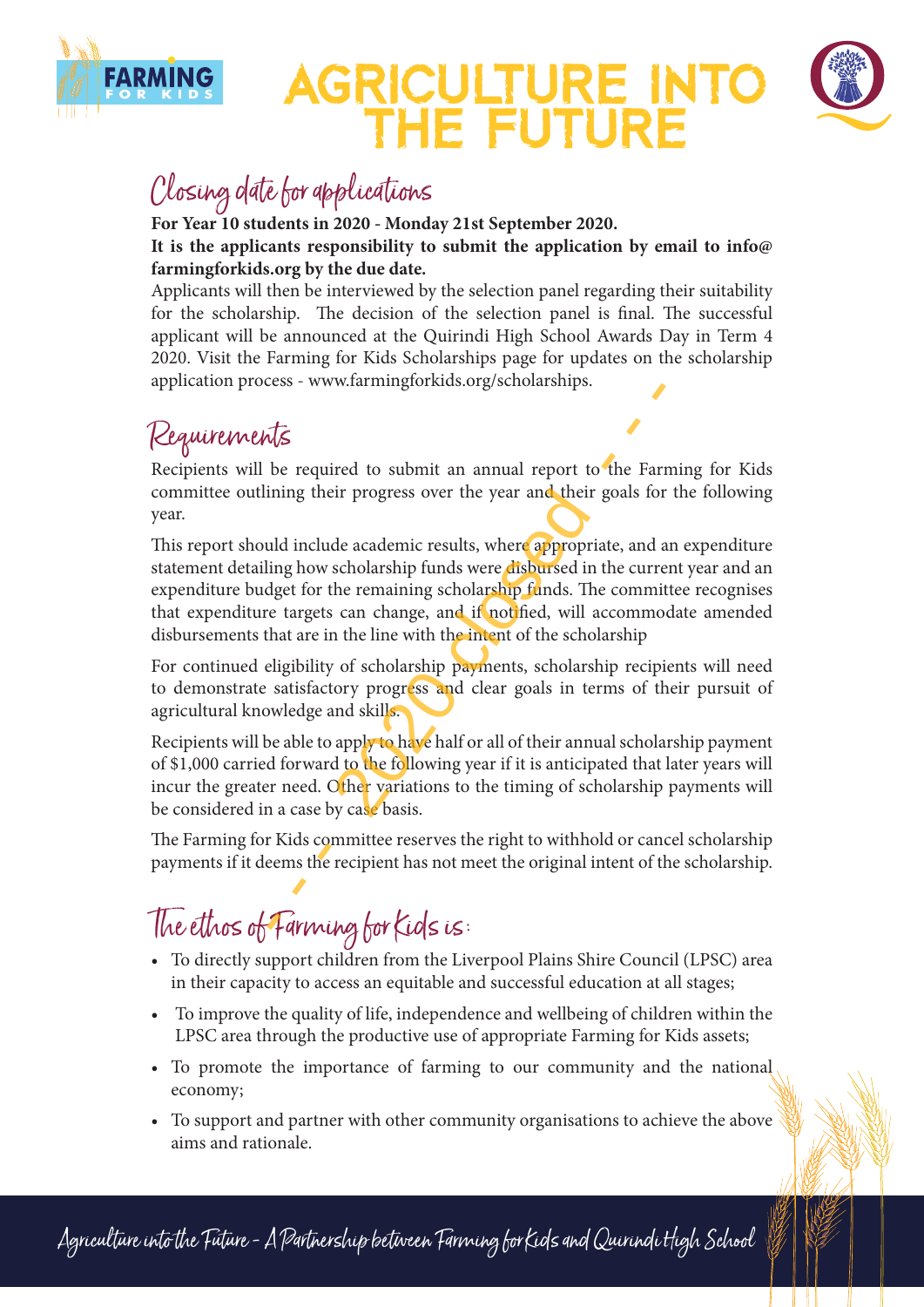# AGRICULTURE INTO THE FUTURE

## Closing date for applications

**For Year 10 students in 2020 - Monday 21st September 2020.**

**It is the applicants responsibility to submit the application by email to info@farmingforkids.org by the due date.**

Applicants will then be interviewed by the selection panel regarding their suitability for the scholarship. The decision of the selection panel is final. The successful applicant will be announced at the Quirindi High School Awards Day in Term 4 2020. Visit the Farming for Kids Scholarships page for updates on the scholarship application process - www.farmingforkids.org/scholarships.

## Requirements

Recipients will be required to submit an annual report to the Farming for Kids committee outlining their progress over the year and their goals for the following year.

This report should include academic results, where appropriate, and an expenditure statement detailing how scholarship funds were disbursed in the current year and an expenditure budget for the remaining scholarship funds. The committee recognises that expenditure targets can change, and if notified, will accommodate amended disbursements that are in the line with the intent of the scholarship

For continued eligibility of scholarship payments, scholarship recipients will need to demonstrate satisfactory progress and clear goals in terms of their pursuit of agricultural knowledge and skills.

Recipients will be able to apply to have half or all of their annual scholarship payment of $1,000 carried forward to the following year if it is anticipated that later years will incur the greater need. Other variations to the timing of scholarship payments will be considered in a case by case basis.

The Farming for Kids committee reserves the right to withhold or cancel scholarship payments if it deems the recipient has not meet the original intent of the scholarship.

## The ethos of Farming for Kids is:

- To directly support children from the Liverpool Plains Shire Council (LPSC) area in their capacity to access an equitable and successful education at all stages;
- To improve the quality of life, independence and wellbeing of children within the LPSC area through the productive use of appropriate Farming for Kids assets;
- To promote the importance of farming to our community and the national economy;
- To support and partner with other community organisations to achieve the above aims and rationale.

2020 closed

Agriculture into the Future - A Partnership between Farming for Kids and Quirindi High School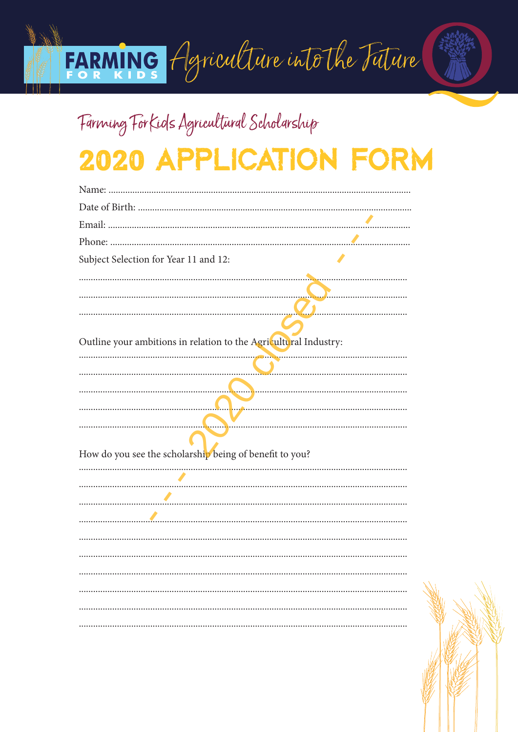FARMING FOR KIDS Agriculture into the Future

Farming For Kids Agricultural Scholarship

# 2020 APPLICATION FORM

Name: ..........................................................................................................

Date of Birth: ..............................................................................................

Email: ..........................................................................................................

Phone: .........................................................................................................

Subject Selection for Year 11 and 12:

..................................................................................................................

..................................................................................................................

..................................................................................................................

Outline your ambitions in relation to the Agricultural Industry:

..................................................................................................................

..................................................................................................................

..................................................................................................................

..................................................................................................................

..................................................................................................................

How do you see the scholarship being of benefit to you?

..................................................................................................................

..................................................................................................................

..................................................................................................................

..................................................................................................................

..................................................................................................................

..................................................................................................................

..................................................................................................................

..................................................................................................................

..................................................................................................................

..................................................................................................................

2020 closed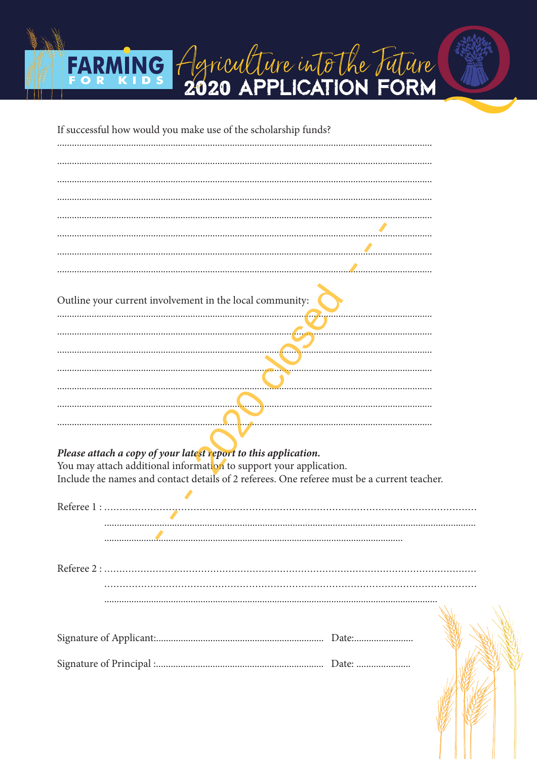# FARMING FOR KIDS

## Agriculture into the Future 2020 APPLICATION FORM

If successful how would you make use of the scholarship funds?

.....................................................................................................................................................

.....................................................................................................................................................

.....................................................................................................................................................

.....................................................................................................................................................

.....................................................................................................................................................

.....................................................................................................................................................

.....................................................................................................................................................

.....................................................................................................................................................

Outline your current involvement in the local community:

.....................................................................................................................................................

.....................................................................................................................................................

.....................................................................................................................................................

.....................................................................................................................................................

.....................................................................................................................................................

.....................................................................................................................................................

.....................................................................................................................................................

***Please attach a copy of your latest report to this application.***

You may attach additional information to support your application.

Include the names and contact details of 2 referees. One referee must be a current teacher.

Referee 1 : .....................................................................................................................

.....................................................................................................................

.....................................................................................................................

Referee 2 : .....................................................................................................................

.....................................................................................................................

.....................................................................................................................

Signature of Applicant:.................................................................... Date:.........................

Signature of Principal :.................................................................... Date: ......................

2020 closed